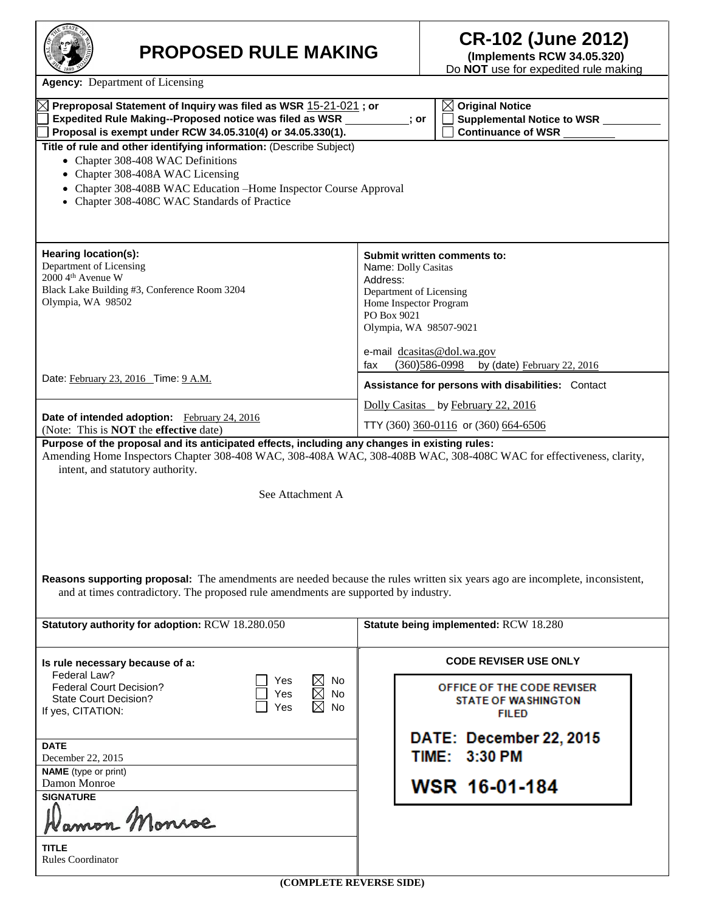# PROPOSED RULE MAKING

## CR-102 (June 2012)

**(Implements RCW 34.05.320)**

Do **NOT** use for expedited rule making

**Agency:** Department of Licensing

☒ **Preproposal Statement of Inquiry was filed as WSR** 15-21-021 **; or**
☐ **Expedited Rule Making--Proposed notice was filed as WSR \_\_\_\_\_\_\_\_; or**
☐ **Proposal is exempt under RCW 34.05.310(4) or 34.05.330(1).**

☒ **Original Notice**
☐ **Supplemental Notice to WSR \_\_\_\_\_\_\_\_**
☐ **Continuance of WSR \_\_\_\_\_\_\_\_**

**Title of rule and other identifying information:** (Describe Subject)

- Chapter 308-408 WAC Definitions
- Chapter 308-408A WAC Licensing
- Chapter 308-408B WAC Education –Home Inspector Course Approval
- Chapter 308-408C WAC Standards of Practice

**Hearing location(s):**
Department of Licensing
2000 4th Avenue W
Black Lake Building #3, Conference Room 3204
Olympia, WA 98502

Date: February 23, 2016 Time: 9 A.M.

**Submit written comments to:**
Name: Dolly Casitas
Address:
Department of Licensing
Home Inspector Program
PO Box 9021
Olympia, WA 98507-9021

e-mail dcasitas@dol.wa.gov
fax (360)586-0998 by (date) February 22, 2016

**Assistance for persons with disabilities:** Contact
Dolly Casitas by February 22, 2016
TTY (360) 360-0116 or (360) 664-6506

**Date of intended adoption:** February 24, 2016
(Note: This is **NOT** the **effective** date)

**Purpose of the proposal and its anticipated effects, including any changes in existing rules:**
Amending Home Inspectors Chapter 308-408 WAC, 308-408A WAC, 308-408B WAC, 308-408C WAC for effectiveness, clarity, intent, and statutory authority.

See Attachment A

**Reasons supporting proposal:** The amendments are needed because the rules written six years ago are incomplete, inconsistent, and at times contradictory. The proposed rule amendments are supported by industry.

**Statutory authority for adoption:** RCW 18.280.050

**Statute being implemented:** RCW 18.280

**Is rule necessary because of a:**

| | | |
|---|---|---|
| Federal Law? | ☐ Yes | ☒ No |
| Federal Court Decision? | ☐ Yes | ☒ No |
| State Court Decision? | ☐ Yes | ☒ No |

If yes, CITATION:

**DATE**
December 22, 2015

**NAME** (type or print)
Damon Monroe

**SIGNATURE**
Damon Monroe

**TITLE**
Rules Coordinator

**CODE REVISER USE ONLY**

OFFICE OF THE CODE REVISER
STATE OF WASHINGTON
FILED

DATE: December 22, 2015
TIME: 3:30 PM

WSR 16-01-184

**(COMPLETE REVERSE SIDE)**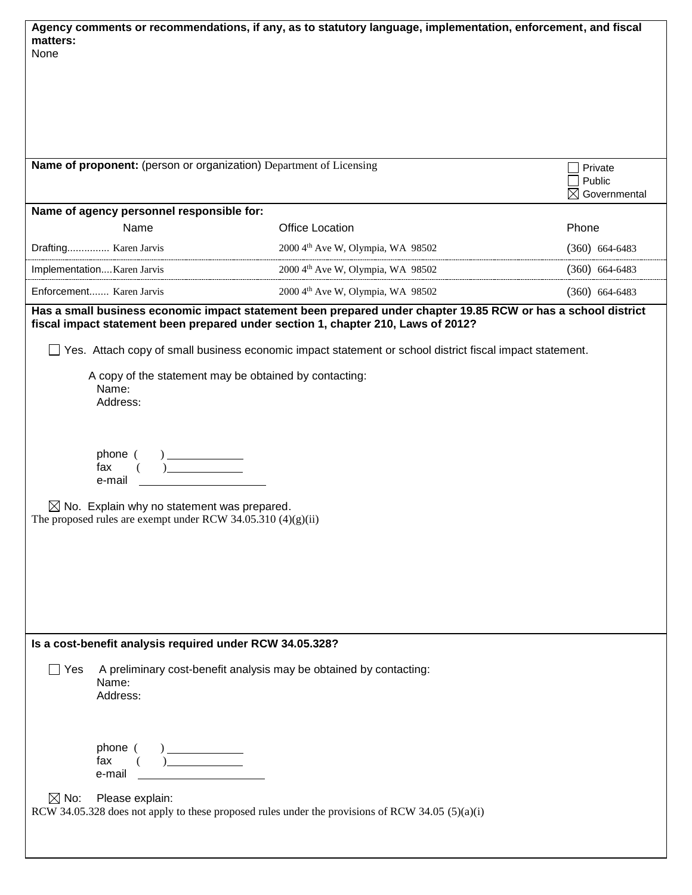**Agency comments or recommendations, if any, as to statutory language, implementation, enforcement, and fiscal matters:**

None

**Name of proponent:** (person or organization) Department of Licensing

☐ Private
☐ Public
☒ Governmental

**Name of agency personnel responsible for:**

| | Name | Office Location | Phone |
|---|---|---|---|
| Drafting | Karen Jarvis | 2000 4th Ave W, Olympia, WA 98502 | (360) 664-6483 |
| Implementation | Karen Jarvis | 2000 4th Ave W, Olympia, WA 98502 | (360) 664-6483 |
| Enforcement | Karen Jarvis | 2000 4th Ave W, Olympia, WA 98502 | (360) 664-6483 |

**Has a small business economic impact statement been prepared under chapter 19.85 RCW or has a school district fiscal impact statement been prepared under section 1, chapter 210, Laws of 2012?**

☐ Yes. Attach copy of small business economic impact statement or school district fiscal impact statement.

A copy of the statement may be obtained by contacting:
Name:
Address:

phone ( )
fax ( )
e-mail

☒ No. Explain why no statement was prepared.

The proposed rules are exempt under RCW 34.05.310 (4)(g)(ii)

**Is a cost-benefit analysis required under RCW 34.05.328?**

☐ Yes A preliminary cost-benefit analysis may be obtained by contacting:
Name:
Address:

phone ( )
fax ( )
e-mail

☒ No: Please explain:

RCW 34.05.328 does not apply to these proposed rules under the provisions of RCW 34.05 (5)(a)(i)